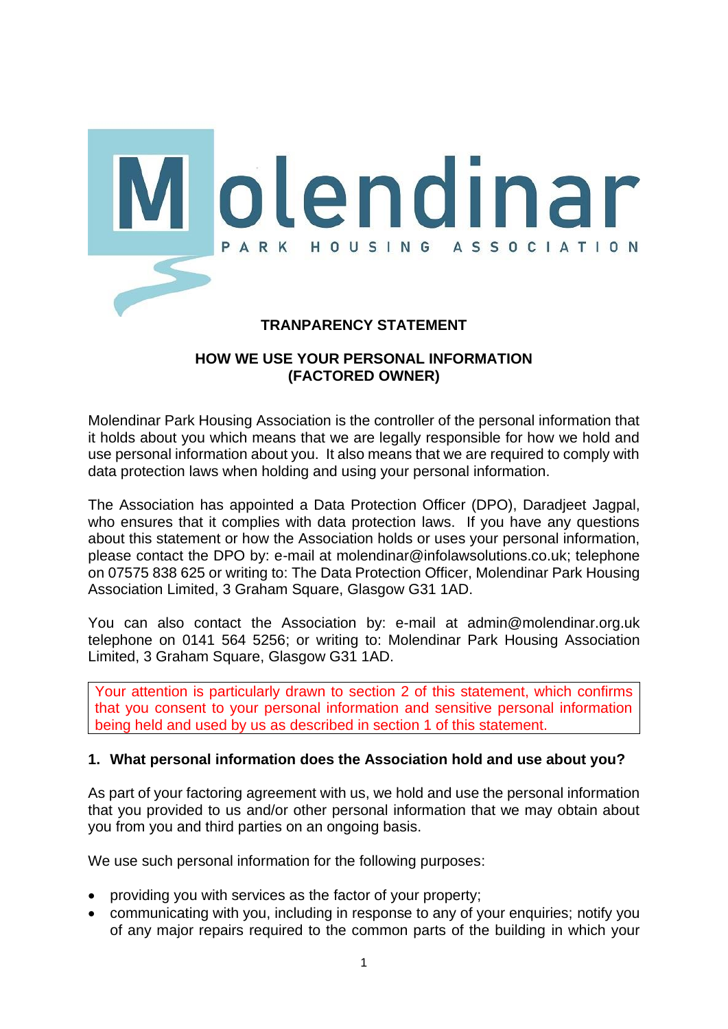# TRANPARENCY STATEMENT

## HOW WE USE YOUR PERSONAL INFORMATION (FACTORED OWNER)

Molendinar Park Housing Association is the controller of the personal information that it holds about you which means that we are legally responsible for how we hold and use personal information about you. It also means that we are required to comply with data protection laws when holding and using your personal information.

The Association has appointed a Data Protection Officer (DPO), Daradjeet Jagpal, who ensures that it complies with data protection laws. If you have any questions about this statement or how the Association holds or uses your personal information, please contact the DPO by: e-mail at molendinar@infolawsolutions.co.uk; telephone on 07575 838 625 or writing to: The Data Protection Officer, Molendinar Park Housing Association Limited, 3 Graham Square, Glasgow G31 1AD.

You can also contact the Association by: e-mail at admin@molendinar.org.uk telephone on 0141 564 5256; or writing to: Molendinar Park Housing Association Limited, 3 Graham Square, Glasgow G31 1AD.

Your attention is particularly drawn to section 2 of this statement, which confirms that you consent to your personal information and sensitive personal information being held and used by us as described in section 1 of this statement.

### 1. What personal information does the Association hold and use about you?

As part of your factoring agreement with us, we hold and use the personal information that you provided to us and/or other personal information that we may obtain about you from you and third parties on an ongoing basis.

We use such personal information for the following purposes:

- providing you with services as the factor of your property;
- communicating with you, including in response to any of your enquiries; notify you of any major repairs required to the common parts of the building in which your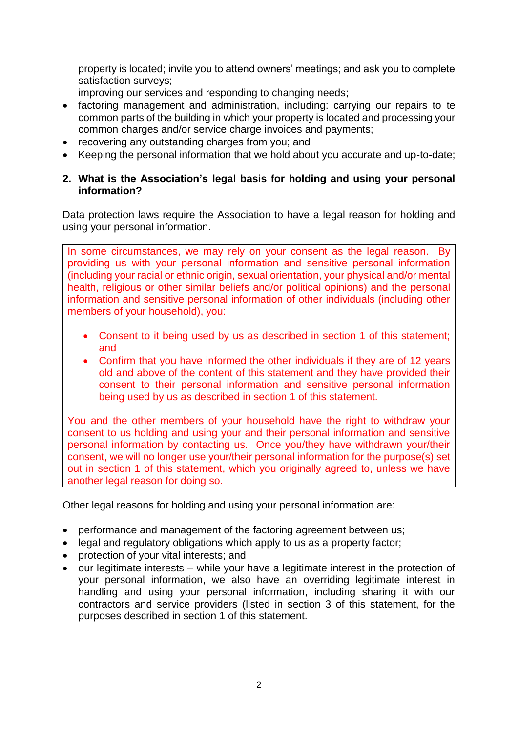property is located; invite you to attend owners' meetings; and ask you to complete satisfaction surveys;

improving our services and responding to changing needs;

- factoring management and administration, including: carrying our repairs to te common parts of the building in which your property is located and processing your common charges and/or service charge invoices and payments;
- recovering any outstanding charges from you; and
- Keeping the personal information that we hold about you accurate and up-to-date;

## 2. What is the Association's legal basis for holding and using your personal information?

Data protection laws require the Association to have a legal reason for holding and using your personal information.

In some circumstances, we may rely on your consent as the legal reason. By providing us with your personal information and sensitive personal information (including your racial or ethnic origin, sexual orientation, your physical and/or mental health, religious or other similar beliefs and/or political opinions) and the personal information and sensitive personal information of other individuals (including other members of your household), you:

- Consent to it being used by us as described in section 1 of this statement; and
- Confirm that you have informed the other individuals if they are of 12 years old and above of the content of this statement and they have provided their consent to their personal information and sensitive personal information being used by us as described in section 1 of this statement.

You and the other members of your household have the right to withdraw your consent to us holding and using your and their personal information and sensitive personal information by contacting us. Once you/they have withdrawn your/their consent, we will no longer use your/their personal information for the purpose(s) set out in section 1 of this statement, which you originally agreed to, unless we have another legal reason for doing so.

Other legal reasons for holding and using your personal information are:

- performance and management of the factoring agreement between us;
- legal and regulatory obligations which apply to us as a property factor;
- protection of your vital interests; and
- our legitimate interests – while your have a legitimate interest in the protection of your personal information, we also have an overriding legitimate interest in handling and using your personal information, including sharing it with our contractors and service providers (listed in section 3 of this statement, for the purposes described in section 1 of this statement.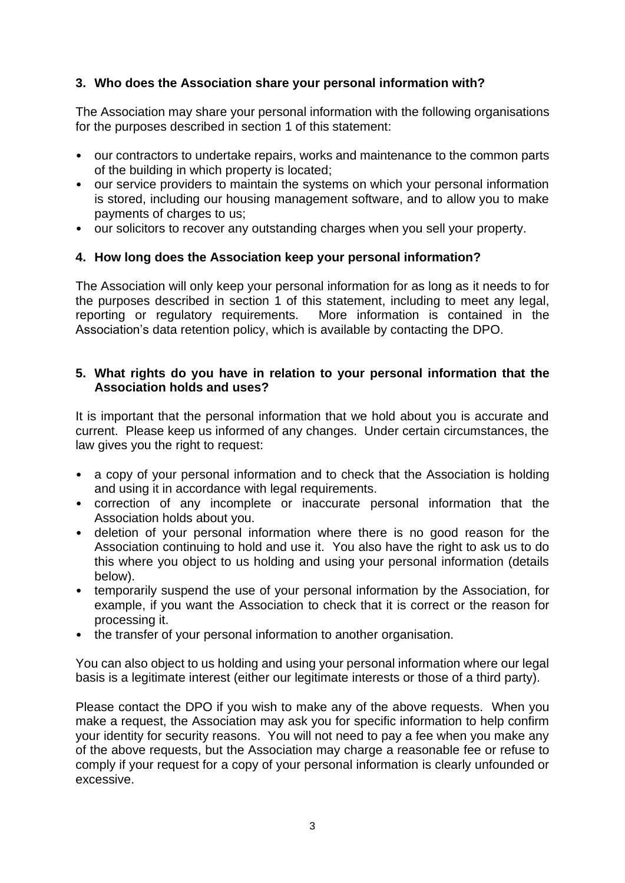## 3. Who does the Association share your personal information with?

The Association may share your personal information with the following organisations for the purposes described in section 1 of this statement:

- our contractors to undertake repairs, works and maintenance to the common parts of the building in which property is located;
- our service providers to maintain the systems on which your personal information is stored, including our housing management software, and to allow you to make payments of charges to us;
- our solicitors to recover any outstanding charges when you sell your property.

## 4. How long does the Association keep your personal information?

The Association will only keep your personal information for as long as it needs to for the purposes described in section 1 of this statement, including to meet any legal, reporting or regulatory requirements. More information is contained in the Association's data retention policy, which is available by contacting the DPO.

## 5. What rights do you have in relation to your personal information that the Association holds and uses?

It is important that the personal information that we hold about you is accurate and current. Please keep us informed of any changes. Under certain circumstances, the law gives you the right to request:

- a copy of your personal information and to check that the Association is holding and using it in accordance with legal requirements.
- correction of any incomplete or inaccurate personal information that the Association holds about you.
- deletion of your personal information where there is no good reason for the Association continuing to hold and use it. You also have the right to ask us to do this where you object to us holding and using your personal information (details below).
- temporarily suspend the use of your personal information by the Association, for example, if you want the Association to check that it is correct or the reason for processing it.
- the transfer of your personal information to another organisation.

You can also object to us holding and using your personal information where our legal basis is a legitimate interest (either our legitimate interests or those of a third party).

Please contact the DPO if you wish to make any of the above requests. When you make a request, the Association may ask you for specific information to help confirm your identity for security reasons. You will not need to pay a fee when you make any of the above requests, but the Association may charge a reasonable fee or refuse to comply if your request for a copy of your personal information is clearly unfounded or excessive.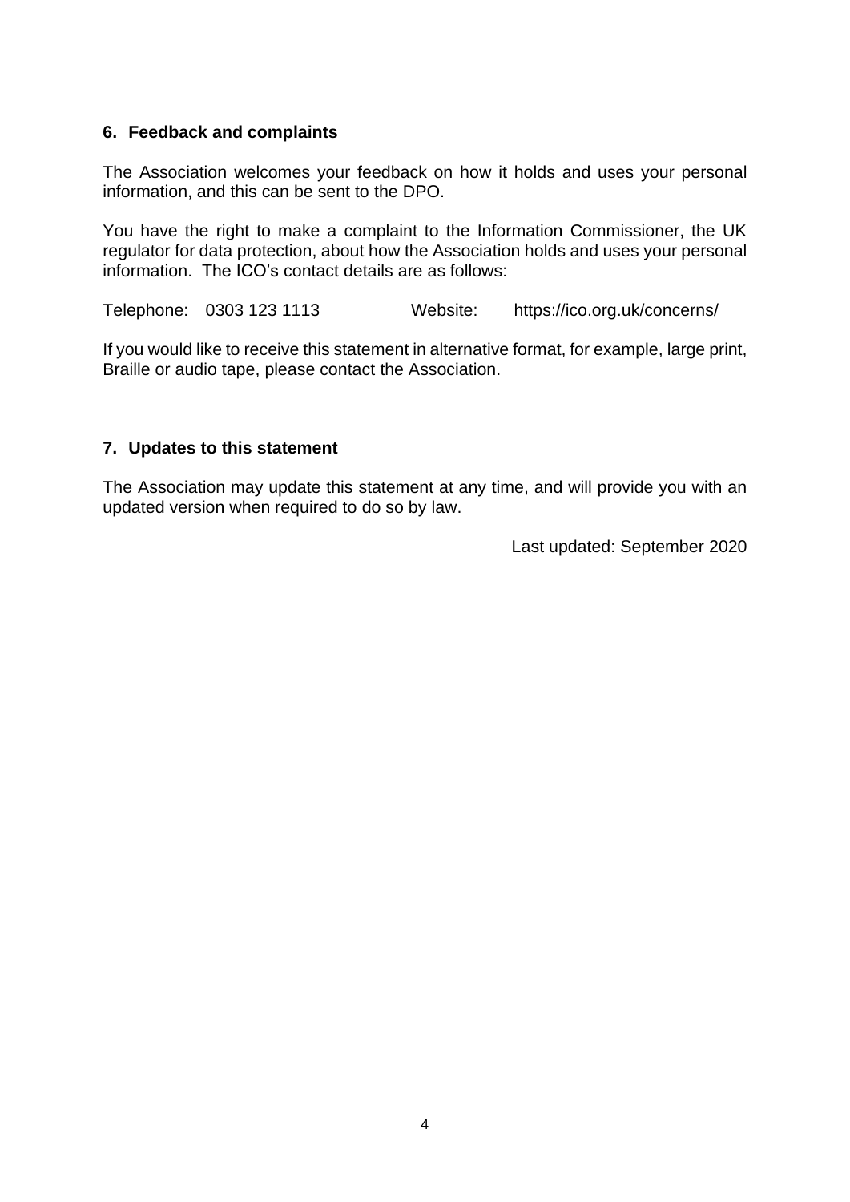## 6. Feedback and complaints

The Association welcomes your feedback on how it holds and uses your personal information, and this can be sent to the DPO.

You have the right to make a complaint to the Information Commissioner, the UK regulator for data protection, about how the Association holds and uses your personal information. The ICO's contact details are as follows:

Telephone: 0303 123 1113 Website: https://ico.org.uk/concerns/

If you would like to receive this statement in alternative format, for example, large print, Braille or audio tape, please contact the Association.

## 7. Updates to this statement

The Association may update this statement at any time, and will provide you with an updated version when required to do so by law.

Last updated: September 2020